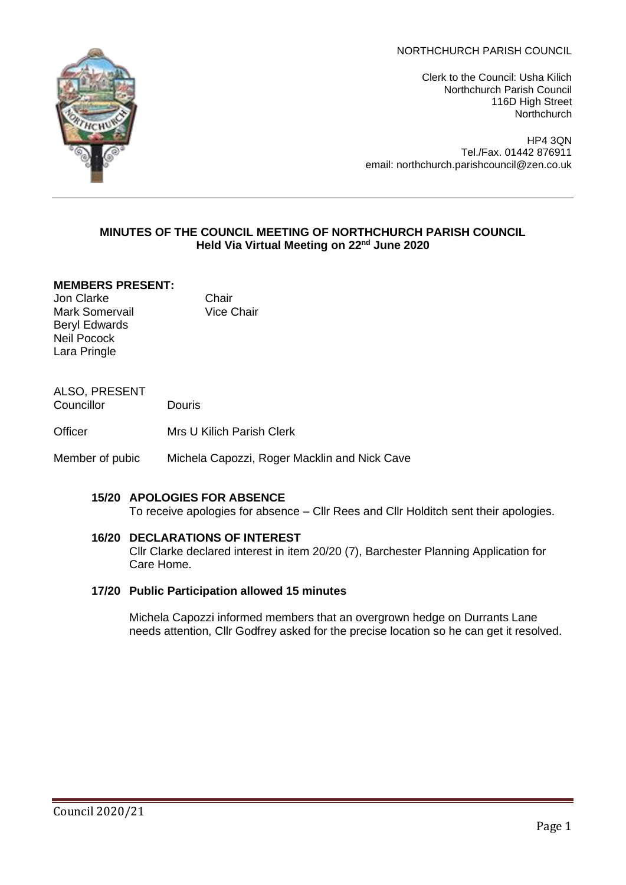NORTHCHURCH PARISH COUNCIL

Clerk to the Council: Usha Kilich
Northchurch Parish Council
116D High Street
Northchurch

HP4 3QN
Tel./Fax. 01442 876911
email: northchurch.parishcouncil@zen.co.uk

---

**MINUTES OF THE COUNCIL MEETING OF NORTHCHURCH PARISH COUNCIL**
**Held Via Virtual Meeting on 22nd June 2020**

**MEMBERS PRESENT:**

| | |
|---|---|
| Jon Clarke | Chair |
| Mark Somervail | Vice Chair |
| Beryl Edwards | |
| Neil Pocock | |
| Lara Pringle | |

ALSO, PRESENT

| | |
|---|---|
| Councillor | Douris |
| Officer | Mrs U Kilich Parish Clerk |
| Member of pubic | Michela Capozzi, Roger Macklin and Nick Cave |

**15/20 APOLOGIES FOR ABSENCE**

To receive apologies for absence – Cllr Rees and Cllr Holditch sent their apologies.

**16/20 DECLARATIONS OF INTEREST**

Cllr Clarke declared interest in item 20/20 (7), Barchester Planning Application for Care Home.

**17/20 Public Participation allowed 15 minutes**

Michela Capozzi informed members that an overgrown hedge on Durrants Lane needs attention, Cllr Godfrey asked for the precise location so he can get it resolved.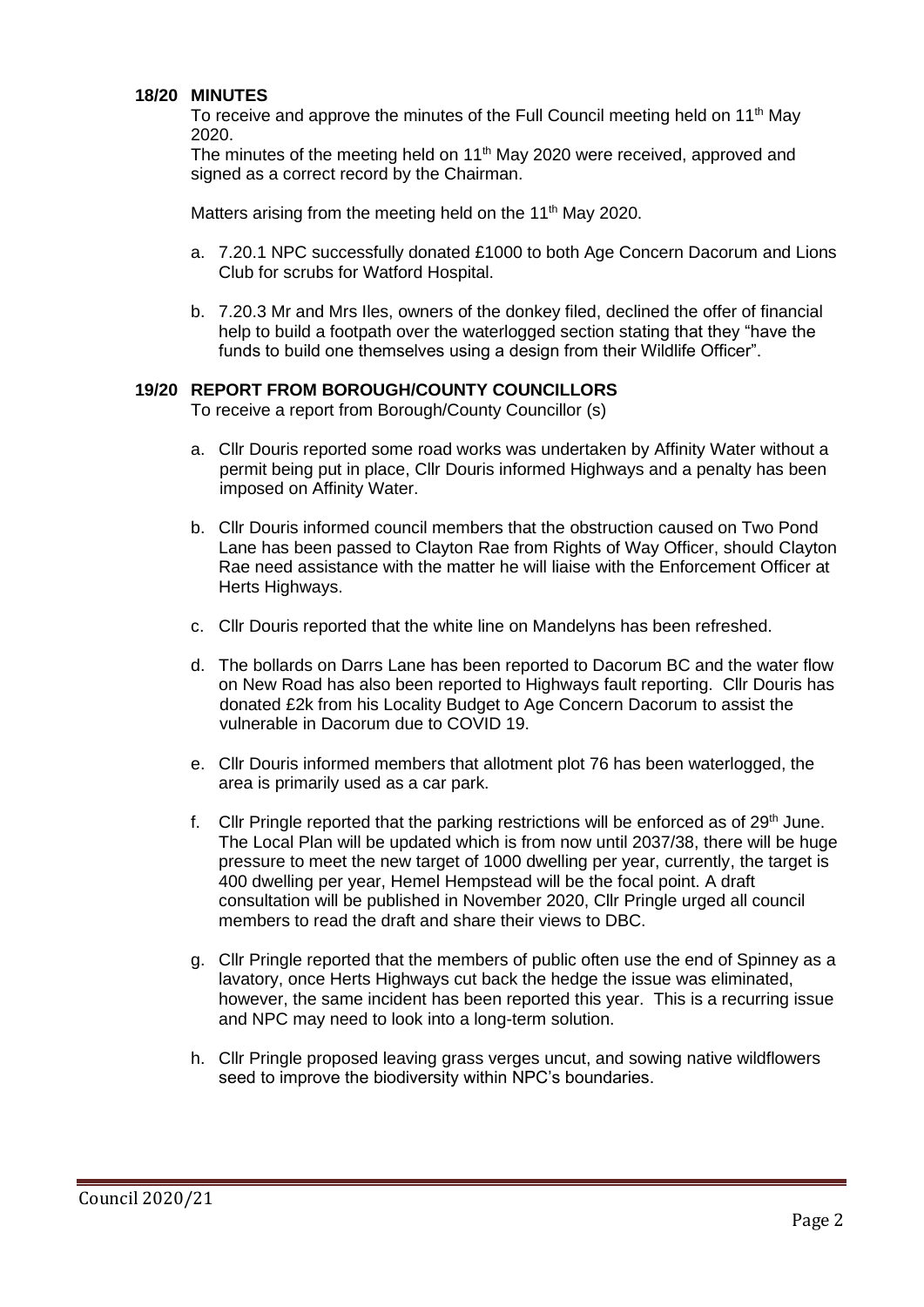**18/20 MINUTES**

To receive and approve the minutes of the Full Council meeting held on 11th May 2020.

The minutes of the meeting held on 11th May 2020 were received, approved and signed as a correct record by the Chairman.

Matters arising from the meeting held on the 11th May 2020.

a. 7.20.1 NPC successfully donated £1000 to both Age Concern Dacorum and Lions Club for scrubs for Watford Hospital.

b. 7.20.3 Mr and Mrs Iles, owners of the donkey filed, declined the offer of financial help to build a footpath over the waterlogged section stating that they "have the funds to build one themselves using a design from their Wildlife Officer".

**19/20 REPORT FROM BOROUGH/COUNTY COUNCILLORS**

To receive a report from Borough/County Councillor (s)

a. Cllr Douris reported some road works was undertaken by Affinity Water without a permit being put in place, Cllr Douris informed Highways and a penalty has been imposed on Affinity Water.

b. Cllr Douris informed council members that the obstruction caused on Two Pond Lane has been passed to Clayton Rae from Rights of Way Officer, should Clayton Rae need assistance with the matter he will liaise with the Enforcement Officer at Herts Highways.

c. Cllr Douris reported that the white line on Mandelyns has been refreshed.

d. The bollards on Darrs Lane has been reported to Dacorum BC and the water flow on New Road has also been reported to Highways fault reporting. Cllr Douris has donated £2k from his Locality Budget to Age Concern Dacorum to assist the vulnerable in Dacorum due to COVID 19.

e. Cllr Douris informed members that allotment plot 76 has been waterlogged, the area is primarily used as a car park.

f. Cllr Pringle reported that the parking restrictions will be enforced as of 29th June. The Local Plan will be updated which is from now until 2037/38, there will be huge pressure to meet the new target of 1000 dwelling per year, currently, the target is 400 dwelling per year, Hemel Hempstead will be the focal point. A draft consultation will be published in November 2020, Cllr Pringle urged all council members to read the draft and share their views to DBC.

g. Cllr Pringle reported that the members of public often use the end of Spinney as a lavatory, once Herts Highways cut back the hedge the issue was eliminated, however, the same incident has been reported this year. This is a recurring issue and NPC may need to look into a long-term solution.

h. Cllr Pringle proposed leaving grass verges uncut, and sowing native wildflowers seed to improve the biodiversity within NPC's boundaries.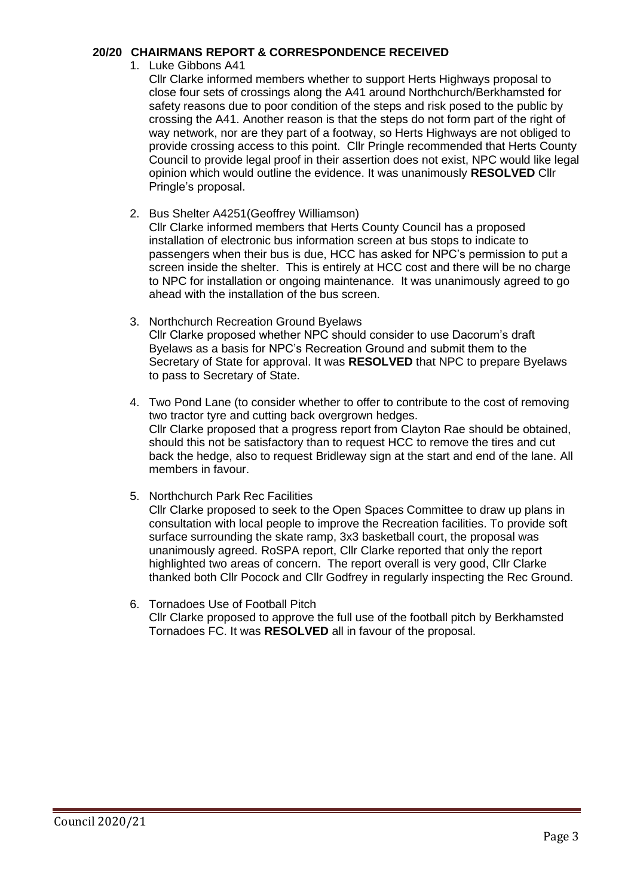**20/20 CHAIRMANS REPORT & CORRESPONDENCE RECEIVED**

1. Luke Gibbons A41

   Cllr Clarke informed members whether to support Herts Highways proposal to close four sets of crossings along the A41 around Northchurch/Berkhamsted for safety reasons due to poor condition of the steps and risk posed to the public by crossing the A41. Another reason is that the steps do not form part of the right of way network, nor are they part of a footway, so Herts Highways are not obliged to provide crossing access to this point. Cllr Pringle recommended that Herts County Council to provide legal proof in their assertion does not exist, NPC would like legal opinion which would outline the evidence. It was unanimously **RESOLVED** Cllr Pringle's proposal.

2. Bus Shelter A4251(Geoffrey Williamson)

   Cllr Clarke informed members that Herts County Council has a proposed installation of electronic bus information screen at bus stops to indicate to passengers when their bus is due, HCC has asked for NPC's permission to put a screen inside the shelter. This is entirely at HCC cost and there will be no charge to NPC for installation or ongoing maintenance. It was unanimously agreed to go ahead with the installation of the bus screen.

3. Northchurch Recreation Ground Byelaws

   Cllr Clarke proposed whether NPC should consider to use Dacorum's draft Byelaws as a basis for NPC's Recreation Ground and submit them to the Secretary of State for approval. It was **RESOLVED** that NPC to prepare Byelaws to pass to Secretary of State.

4. Two Pond Lane (to consider whether to offer to contribute to the cost of removing two tractor tyre and cutting back overgrown hedges.

   Cllr Clarke proposed that a progress report from Clayton Rae should be obtained, should this not be satisfactory than to request HCC to remove the tires and cut back the hedge, also to request Bridleway sign at the start and end of the lane. All members in favour.

5. Northchurch Park Rec Facilities

   Cllr Clarke proposed to seek to the Open Spaces Committee to draw up plans in consultation with local people to improve the Recreation facilities. To provide soft surface surrounding the skate ramp, 3x3 basketball court, the proposal was unanimously agreed. RoSPA report, Cllr Clarke reported that only the report highlighted two areas of concern. The report overall is very good, Cllr Clarke thanked both Cllr Pocock and Cllr Godfrey in regularly inspecting the Rec Ground.

6. Tornadoes Use of Football Pitch

   Cllr Clarke proposed to approve the full use of the football pitch by Berkhamsted Tornadoes FC. It was **RESOLVED** all in favour of the proposal.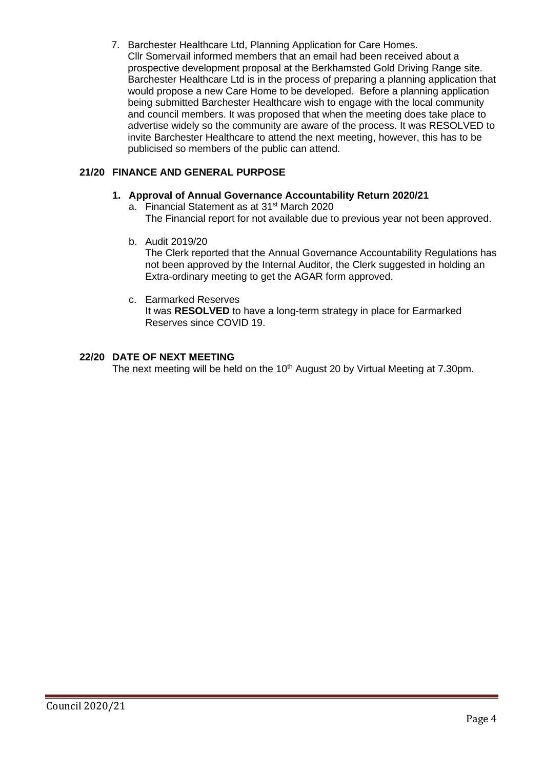7. Barchester Healthcare Ltd, Planning Application for Care Homes.
   Cllr Somervail informed members that an email had been received about a prospective development proposal at the Berkhamsted Gold Driving Range site. Barchester Healthcare Ltd is in the process of preparing a planning application that would propose a new Care Home to be developed. Before a planning application being submitted Barchester Healthcare wish to engage with the local community and council members. It was proposed that when the meeting does take place to advertise widely so the community are aware of the process. It was RESOLVED to invite Barchester Healthcare to attend the next meeting, however, this has to be publicised so members of the public can attend.

## 21/20 FINANCE AND GENERAL PURPOSE

### 1. Approval of Annual Governance Accountability Return 2020/21

a. Financial Statement as at 31st March 2020
   The Financial report for not available due to previous year not been approved.

b. Audit 2019/20
   The Clerk reported that the Annual Governance Accountability Regulations has not been approved by the Internal Auditor, the Clerk suggested in holding an Extra-ordinary meeting to get the AGAR form approved.

c. Earmarked Reserves
   It was **RESOLVED** to have a long-term strategy in place for Earmarked Reserves since COVID 19.

## 22/20 DATE OF NEXT MEETING

The next meeting will be held on the 10th August 20 by Virtual Meeting at 7.30pm.